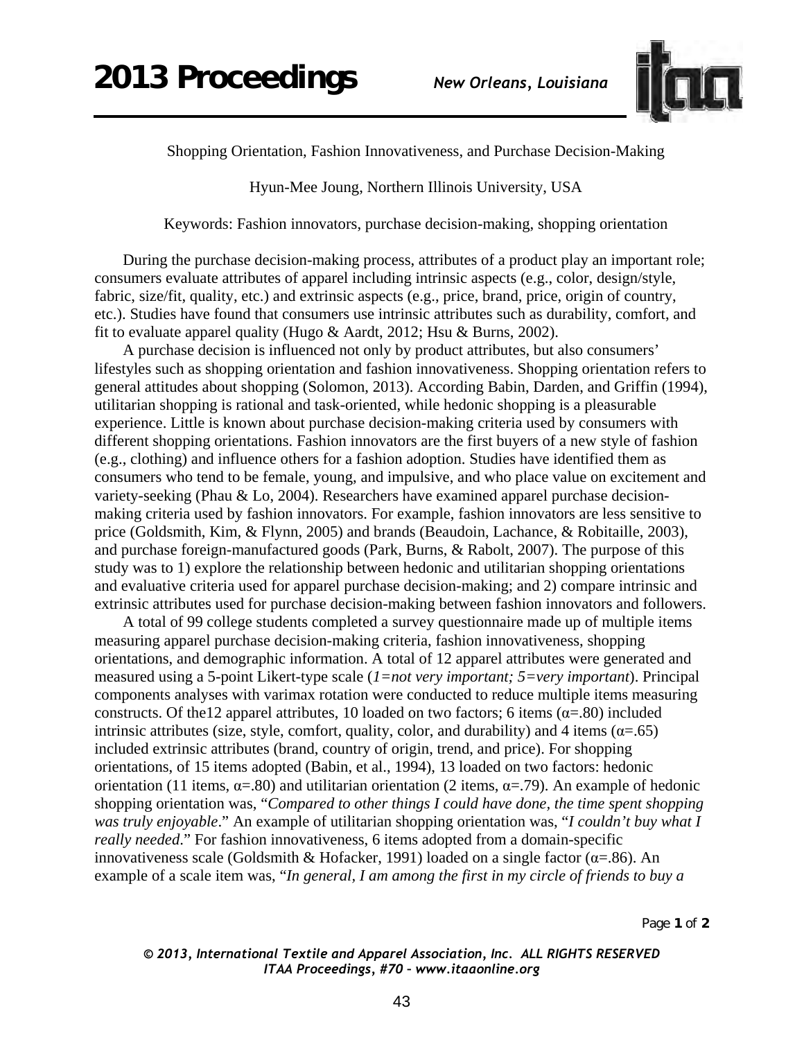# Shopping Orientation, Fashion Innovativeness, and Purchase Decision-Making

Hyun-Mee Joung, Northern Illinois University, USA

Keywords: Fashion innovators, purchase decision-making, shopping orientation

During the purchase decision-making process, attributes of a product play an important role; consumers evaluate attributes of apparel including intrinsic aspects (e.g., color, design/style, fabric, size/fit, quality, etc.) and extrinsic aspects (e.g., price, brand, price, origin of country, etc.). Studies have found that consumers use intrinsic attributes such as durability, comfort, and fit to evaluate apparel quality (Hugo & Aardt, 2012; Hsu & Burns, 2002).

A purchase decision is influenced not only by product attributes, but also consumers' lifestyles such as shopping orientation and fashion innovativeness. Shopping orientation refers to general attitudes about shopping (Solomon, 2013). According Babin, Darden, and Griffin (1994), utilitarian shopping is rational and task-oriented, while hedonic shopping is a pleasurable experience. Little is known about purchase decision-making criteria used by consumers with different shopping orientations. Fashion innovators are the first buyers of a new style of fashion (e.g., clothing) and influence others for a fashion adoption. Studies have identified them as consumers who tend to be female, young, and impulsive, and who place value on excitement and variety-seeking (Phau & Lo, 2004). Researchers have examined apparel purchase decision-making criteria used by fashion innovators. For example, fashion innovators are less sensitive to price (Goldsmith, Kim, & Flynn, 2005) and brands (Beaudoin, Lachance, & Robitaille, 2003), and purchase foreign-manufactured goods (Park, Burns, & Rabolt, 2007). The purpose of this study was to 1) explore the relationship between hedonic and utilitarian shopping orientations and evaluative criteria used for apparel purchase decision-making; and 2) compare intrinsic and extrinsic attributes used for purchase decision-making between fashion innovators and followers.

A total of 99 college students completed a survey questionnaire made up of multiple items measuring apparel purchase decision-making criteria, fashion innovativeness, shopping orientations, and demographic information. A total of 12 apparel attributes were generated and measured using a 5-point Likert-type scale (*1=not very important; 5=very important*). Principal components analyses with varimax rotation were conducted to reduce multiple items measuring constructs. Of the12 apparel attributes, 10 loaded on two factors; 6 items ($\alpha$=.80) included intrinsic attributes (size, style, comfort, quality, color, and durability) and 4 items ($\alpha$=.65) included extrinsic attributes (brand, country of origin, trend, and price). For shopping orientations, of 15 items adopted (Babin, et al., 1994), 13 loaded on two factors: hedonic orientation (11 items, $\alpha$=.80) and utilitarian orientation (2 items, $\alpha$=.79). An example of hedonic shopping orientation was, "*Compared to other things I could have done, the time spent shopping was truly enjoyable*." An example of utilitarian shopping orientation was, "*I couldn't buy what I really needed*." For fashion innovativeness, 6 items adopted from a domain-specific innovativeness scale (Goldsmith & Hofacker, 1991) loaded on a single factor ($\alpha$=.86). An example of a scale item was, "*In general, I am among the first in my circle of friends to buy a*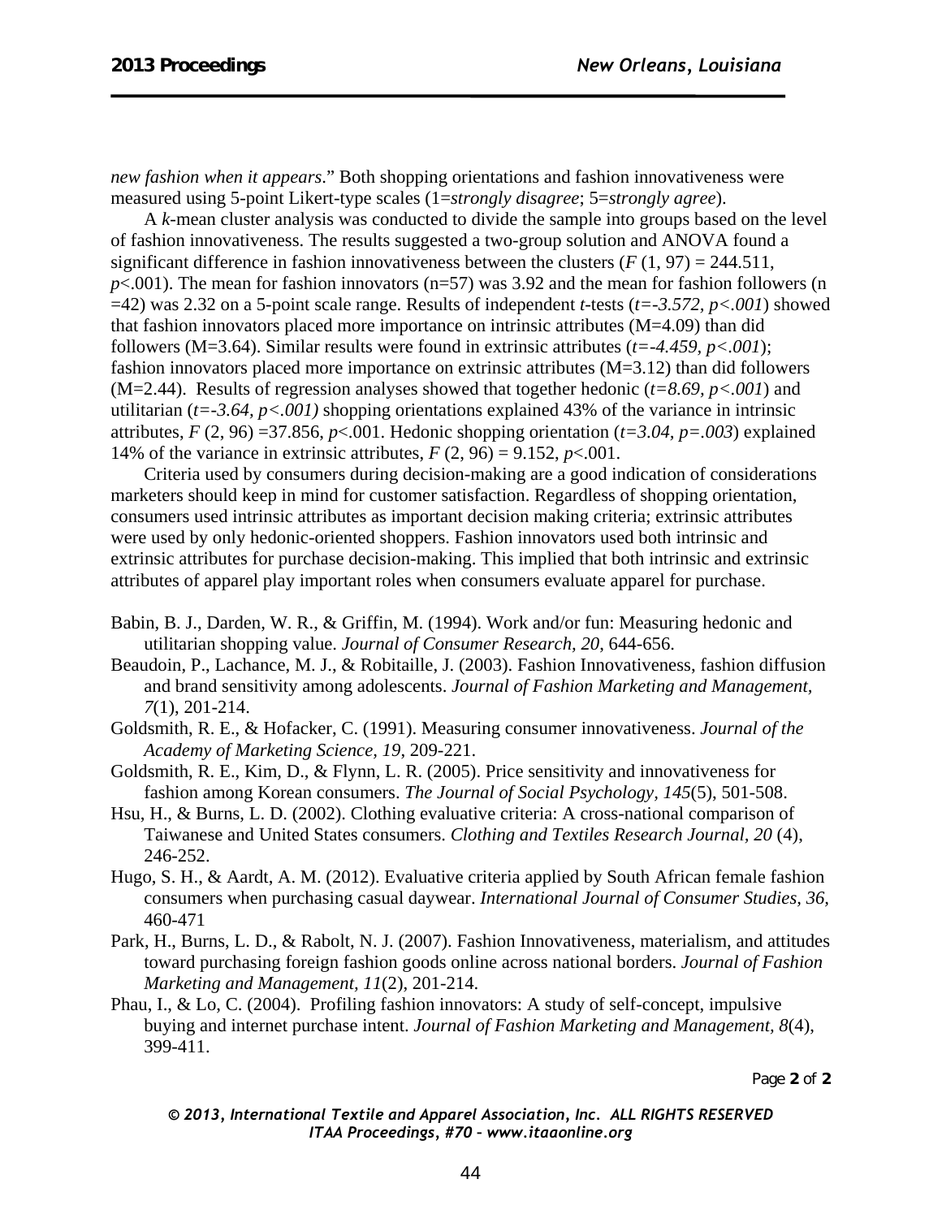*new fashion when it appears*." Both shopping orientations and fashion innovativeness were measured using 5-point Likert-type scales (1=*strongly disagree*; 5=*strongly agree*).

A *k*-mean cluster analysis was conducted to divide the sample into groups based on the level of fashion innovativeness. The results suggested a two-group solution and ANOVA found a significant difference in fashion innovativeness between the clusters ($F$ (1, 97) = 244.511, $p<.001$). The mean for fashion innovators (n=57) was 3.92 and the mean for fashion followers (n =42) was 2.32 on a 5-point scale range. Results of independent *t*-tests ($t=-3.572$, $p<.001$) showed that fashion innovators placed more importance on intrinsic attributes (M=4.09) than did followers (M=3.64). Similar results were found in extrinsic attributes ($t=-4.459$, $p<.001$); fashion innovators placed more importance on extrinsic attributes (M=3.12) than did followers (M=2.44). Results of regression analyses showed that together hedonic ($t=8.69$, $p<.001$) and utilitarian ($t=-3.64$, $p<.001$) shopping orientations explained 43% of the variance in intrinsic attributes, $F$ (2, 96) =37.856, $p<.001$. Hedonic shopping orientation ($t=3.04$, $p=.003$) explained 14% of the variance in extrinsic attributes, $F$ (2, 96) = 9.152, $p<.001$.

Criteria used by consumers during decision-making are a good indication of considerations marketers should keep in mind for customer satisfaction. Regardless of shopping orientation, consumers used intrinsic attributes as important decision making criteria; extrinsic attributes were used by only hedonic-oriented shoppers. Fashion innovators used both intrinsic and extrinsic attributes for purchase decision-making. This implied that both intrinsic and extrinsic attributes of apparel play important roles when consumers evaluate apparel for purchase.

Babin, B. J., Darden, W. R., & Griffin, M. (1994). Work and/or fun: Measuring hedonic and utilitarian shopping value. *Journal of Consumer Research, 20*, 644-656.

Beaudoin, P., Lachance, M. J., & Robitaille, J. (2003). Fashion Innovativeness, fashion diffusion and brand sensitivity among adolescents. *Journal of Fashion Marketing and Management, 7*(1), 201-214.

Goldsmith, R. E., & Hofacker, C. (1991). Measuring consumer innovativeness. *Journal of the Academy of Marketing Science, 19*, 209-221.

Goldsmith, R. E., Kim, D., & Flynn, L. R. (2005). Price sensitivity and innovativeness for fashion among Korean consumers. *The Journal of Social Psychology, 145*(5), 501-508.

Hsu, H., & Burns, L. D. (2002). Clothing evaluative criteria: A cross-national comparison of Taiwanese and United States consumers. *Clothing and Textiles Research Journal, 20* (4), 246-252.

Hugo, S. H., & Aardt, A. M. (2012). Evaluative criteria applied by South African female fashion consumers when purchasing casual daywear. *International Journal of Consumer Studies, 36*, 460-471

Park, H., Burns, L. D., & Rabolt, N. J. (2007). Fashion Innovativeness, materialism, and attitudes toward purchasing foreign fashion goods online across national borders. *Journal of Fashion Marketing and Management, 11*(2), 201-214.

Phau, I., & Lo, C. (2004). Profiling fashion innovators: A study of self-concept, impulsive buying and internet purchase intent. *Journal of Fashion Marketing and Management, 8*(4), 399-411.

*© 2013, International Textile and Apparel Association, Inc. ALL RIGHTS RESERVED*
*ITAA Proceedings, #70 – www.itaaonline.org*